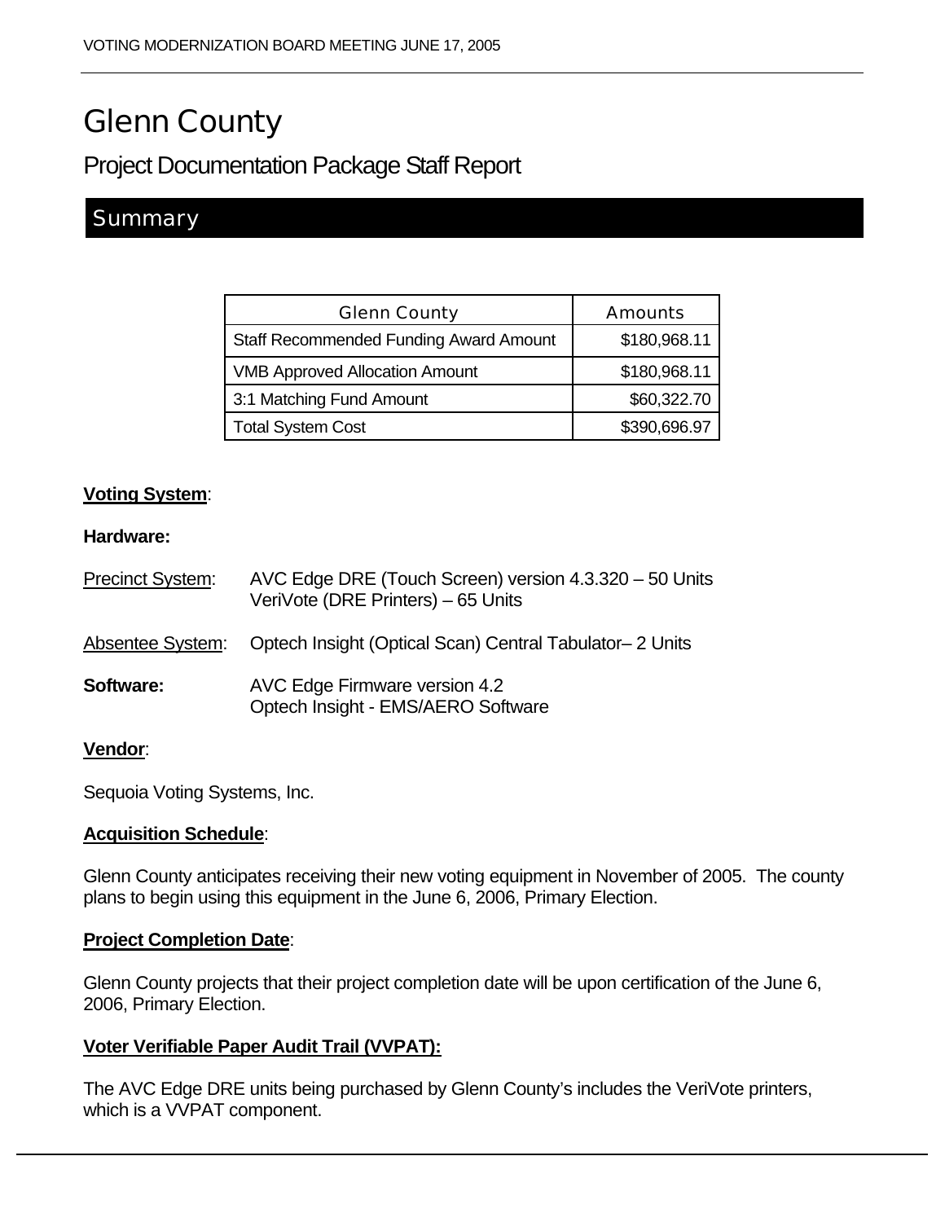# Glenn County

## Project Documentation Package Staff Report

## Summary

| Glenn County | Amounts |
|---|---|
| Staff Recommended Funding Award Amount | $180,968.11 |
| VMB Approved Allocation Amount | $180,968.11 |
| 3:1 Matching Fund Amount | $60,322.70 |
| Total System Cost | $390,696.97 |

**Voting System**:

**Hardware:**

Precinct System: AVC Edge DRE (Touch Screen) version 4.3.320 – 50 Units
VeriVote (DRE Printers) – 65 Units

Absentee System: Optech Insight (Optical Scan) Central Tabulator– 2 Units

**Software:** AVC Edge Firmware version 4.2
Optech Insight - EMS/AERO Software

**Vendor**:

Sequoia Voting Systems, Inc.

**Acquisition Schedule**:

Glenn County anticipates receiving their new voting equipment in November of 2005. The county plans to begin using this equipment in the June 6, 2006, Primary Election.

**Project Completion Date**:

Glenn County projects that their project completion date will be upon certification of the June 6, 2006, Primary Election.

**Voter Verifiable Paper Audit Trail (VVPAT):**

The AVC Edge DRE units being purchased by Glenn County's includes the VeriVote printers, which is a VVPAT component.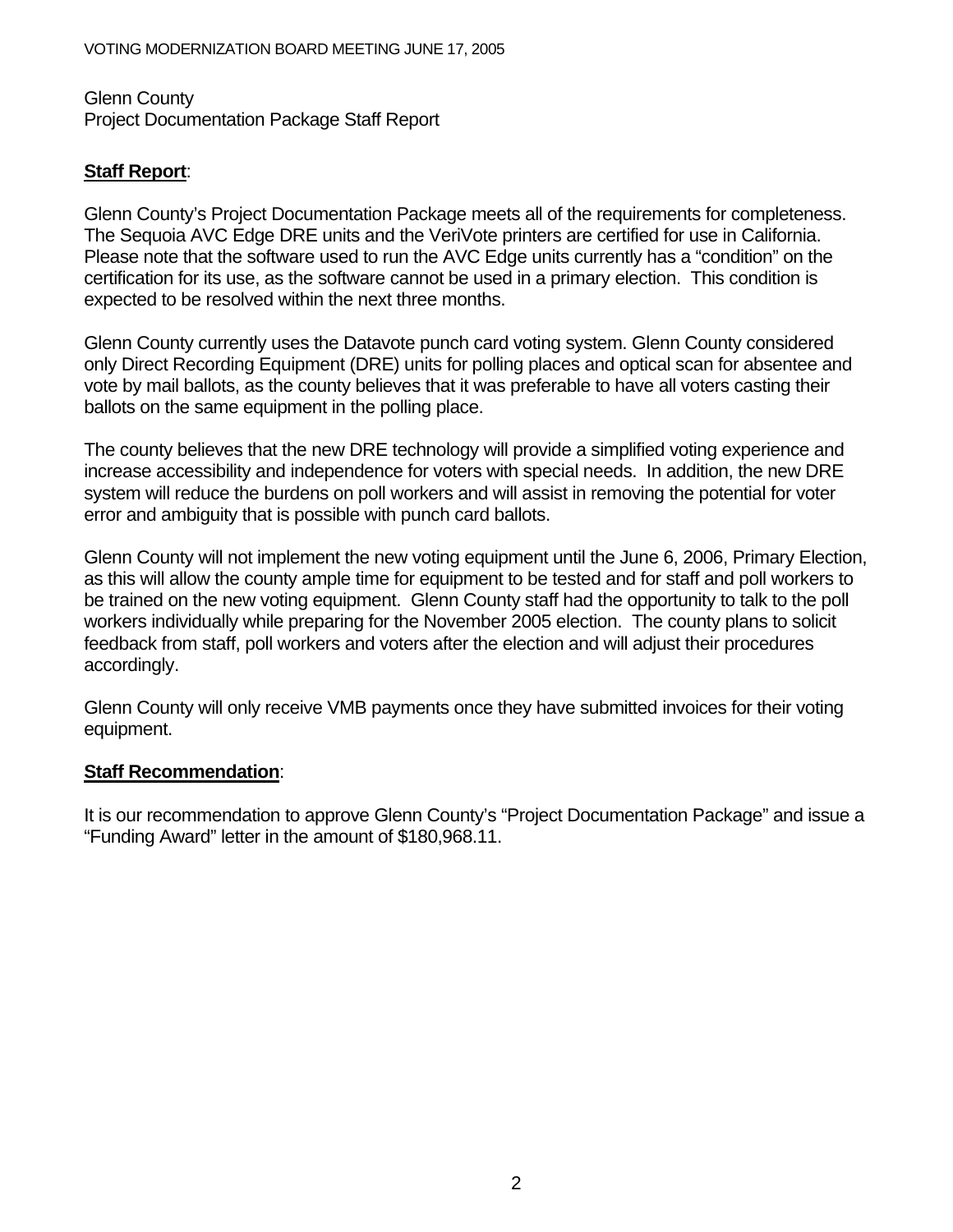Glenn County
Project Documentation Package Staff Report

**Staff Report**:

Glenn County's Project Documentation Package meets all of the requirements for completeness. The Sequoia AVC Edge DRE units and the VeriVote printers are certified for use in California. Please note that the software used to run the AVC Edge units currently has a "condition" on the certification for its use, as the software cannot be used in a primary election. This condition is expected to be resolved within the next three months.

Glenn County currently uses the Datavote punch card voting system. Glenn County considered only Direct Recording Equipment (DRE) units for polling places and optical scan for absentee and vote by mail ballots, as the county believes that it was preferable to have all voters casting their ballots on the same equipment in the polling place.

The county believes that the new DRE technology will provide a simplified voting experience and increase accessibility and independence for voters with special needs. In addition, the new DRE system will reduce the burdens on poll workers and will assist in removing the potential for voter error and ambiguity that is possible with punch card ballots.

Glenn County will not implement the new voting equipment until the June 6, 2006, Primary Election, as this will allow the county ample time for equipment to be tested and for staff and poll workers to be trained on the new voting equipment. Glenn County staff had the opportunity to talk to the poll workers individually while preparing for the November 2005 election. The county plans to solicit feedback from staff, poll workers and voters after the election and will adjust their procedures accordingly.

Glenn County will only receive VMB payments once they have submitted invoices for their voting equipment.

**Staff Recommendation**:

It is our recommendation to approve Glenn County's "Project Documentation Package" and issue a "Funding Award" letter in the amount of $180,968.11.